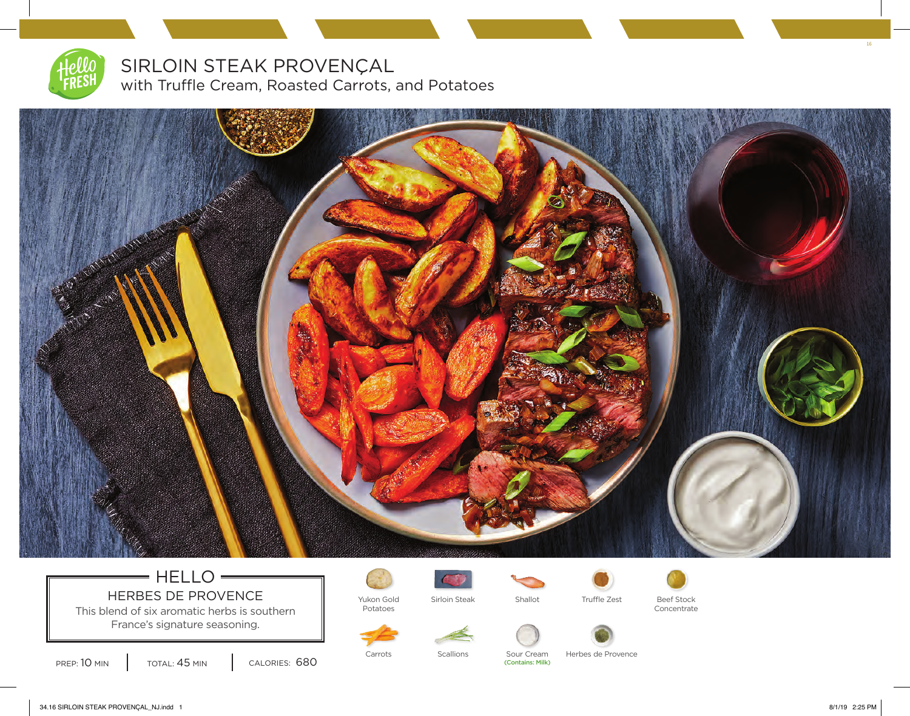# SIRLOIN STEAK PROVENÇAL

## with Truffle Cream, Roasted Carrots, and Potatoes

## HELLO

### HERBES DE PROVENCE

This blend of six aromatic herbs is southern France's signature seasoning.

PREP: 10 MIN | TOTAL: 45 MIN | CALORIES: 680

- Yukon Gold Potatoes
- Sirloin Steak
- Shallot
- Truffle Zest
- Beef Stock Concentrate
- Carrots
- Scallions
- Sour Cream (Contains: Milk)
- Herbes de Provence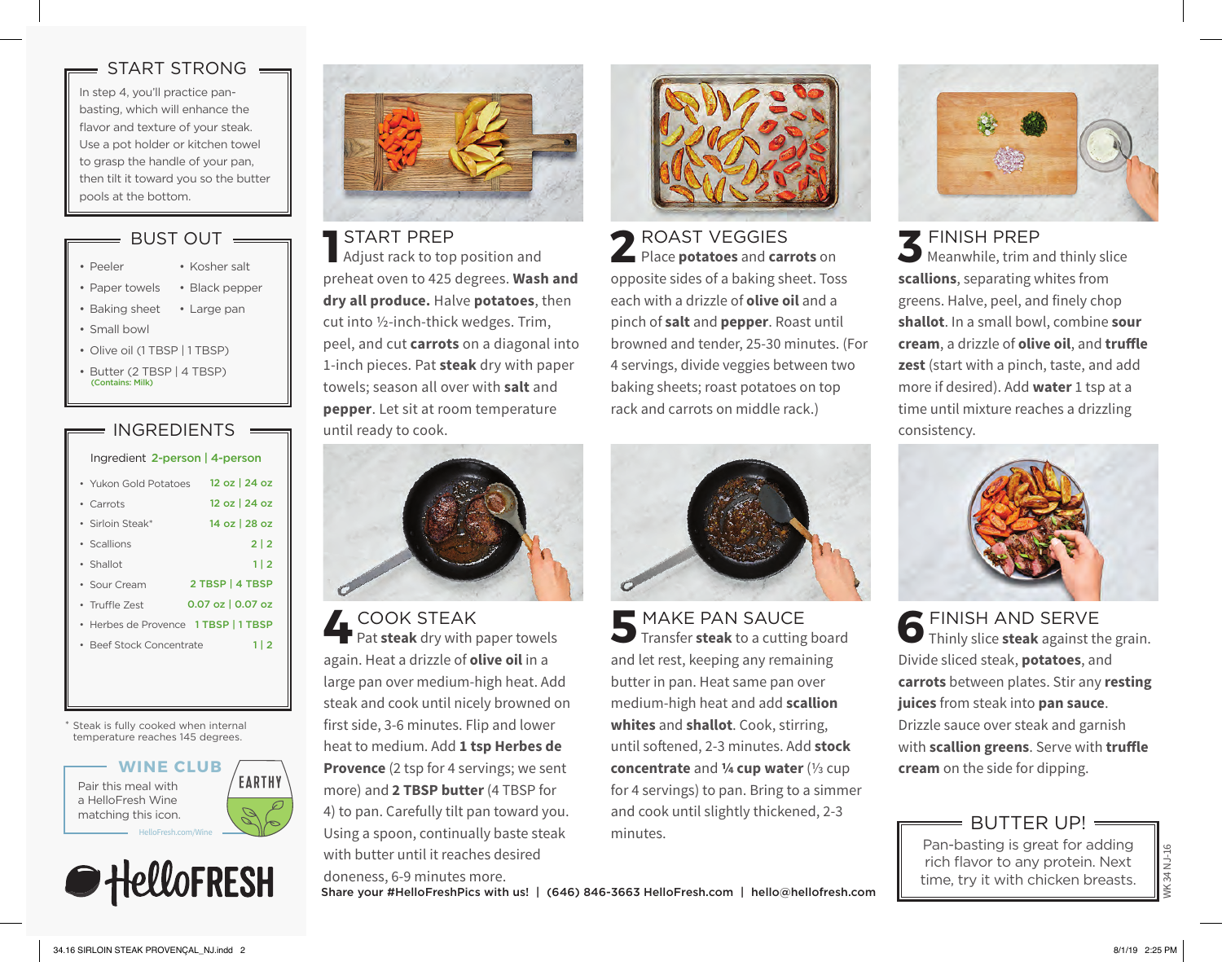## START STRONG

In step 4, you'll practice pan-basting, which will enhance the flavor and texture of your steak. Use a pot holder or kitchen towel to grasp the handle of your pan, then tilt it toward you so the butter pools at the bottom.

## BUST OUT

- Peeler
- Kosher salt
- Paper towels
- Black pepper
- Baking sheet
- Large pan
- Small bowl
- Olive oil (1 TBSP | 1 TBSP)
- Butter (2 TBSP | 4 TBSP) (Contains: Milk)

## INGREDIENTS

| Ingredient | 2-person \| 4-person |
|---|---|
| Yukon Gold Potatoes | 12 oz \| 24 oz |
| Carrots | 12 oz \| 24 oz |
| Sirloin Steak* | 14 oz \| 28 oz |
| Scallions | 2 \| 2 |
| Shallot | 1 \| 2 |
| Sour Cream | 2 TBSP \| 4 TBSP |
| Truffle Zest | 0.07 oz \| 0.07 oz |
| Herbes de Provence | 1 TBSP \| 1 TBSP |
| Beef Stock Concentrate | 1 \| 2 |

\* Steak is fully cooked when internal temperature reaches 145 degrees.

## WINE CLUB

Pair this meal with a HelloFresh Wine matching this icon.

EARTHY

HelloFresh.com/Wine

HelloFRESH

## 1 START PREP

Adjust rack to top position and preheat oven to 425 degrees. **Wash and dry all produce.** Halve **potatoes**, then cut into ½-inch-thick wedges. Trim, peel, and cut **carrots** on a diagonal into 1-inch pieces. Pat **steak** dry with paper towels; season all over with **salt** and **pepper**. Let sit at room temperature until ready to cook.

## 2 ROAST VEGGIES

Place **potatoes** and **carrots** on opposite sides of a baking sheet. Toss each with a drizzle of **olive oil** and a pinch of **salt** and **pepper**. Roast until browned and tender, 25-30 minutes. (For 4 servings, divide veggies between two baking sheets; roast potatoes on top rack and carrots on middle rack.)

## 3 FINISH PREP

Meanwhile, trim and thinly slice **scallions**, separating whites from greens. Halve, peel, and finely chop **shallot**. In a small bowl, combine **sour cream**, a drizzle of **olive oil**, and **truffle zest** (start with a pinch, taste, and add more if desired). Add **water** 1 tsp at a time until mixture reaches a drizzling consistency.

## 4 COOK STEAK

Pat **steak** dry with paper towels again. Heat a drizzle of **olive oil** in a large pan over medium-high heat. Add steak and cook until nicely browned on first side, 3-6 minutes. Flip and lower heat to medium. Add **1 tsp Herbes de Provence** (2 tsp for 4 servings; we sent more) and **2 TBSP butter** (4 TBSP for 4) to pan. Carefully tilt pan toward you. Using a spoon, continually baste steak with butter until it reaches desired doneness, 6-9 minutes more.

## 5 MAKE PAN SAUCE

Transfer **steak** to a cutting board and let rest, keeping any remaining butter in pan. Heat same pan over medium-high heat and add **scallion whites** and **shallot**. Cook, stirring, until softened, 2-3 minutes. Add **stock concentrate** and **¼ cup water** (⅓ cup for 4 servings) to pan. Bring to a simmer and cook until slightly thickened, 2-3 minutes.

## 6 FINISH AND SERVE

Thinly slice **steak** against the grain. Divide sliced steak, **potatoes**, and **carrots** between plates. Stir any **resting juices** from steak into **pan sauce**. Drizzle sauce over steak and garnish with **scallion greens**. Serve with **truffle cream** on the side for dipping.

## BUTTER UP!

Pan-basting is great for adding rich flavor to any protein. Next time, try it with chicken breasts.

Share your #HelloFreshPics with us! | (646) 846-3663 HelloFresh.com | hello@hellofresh.com

WK 34 NJ-16